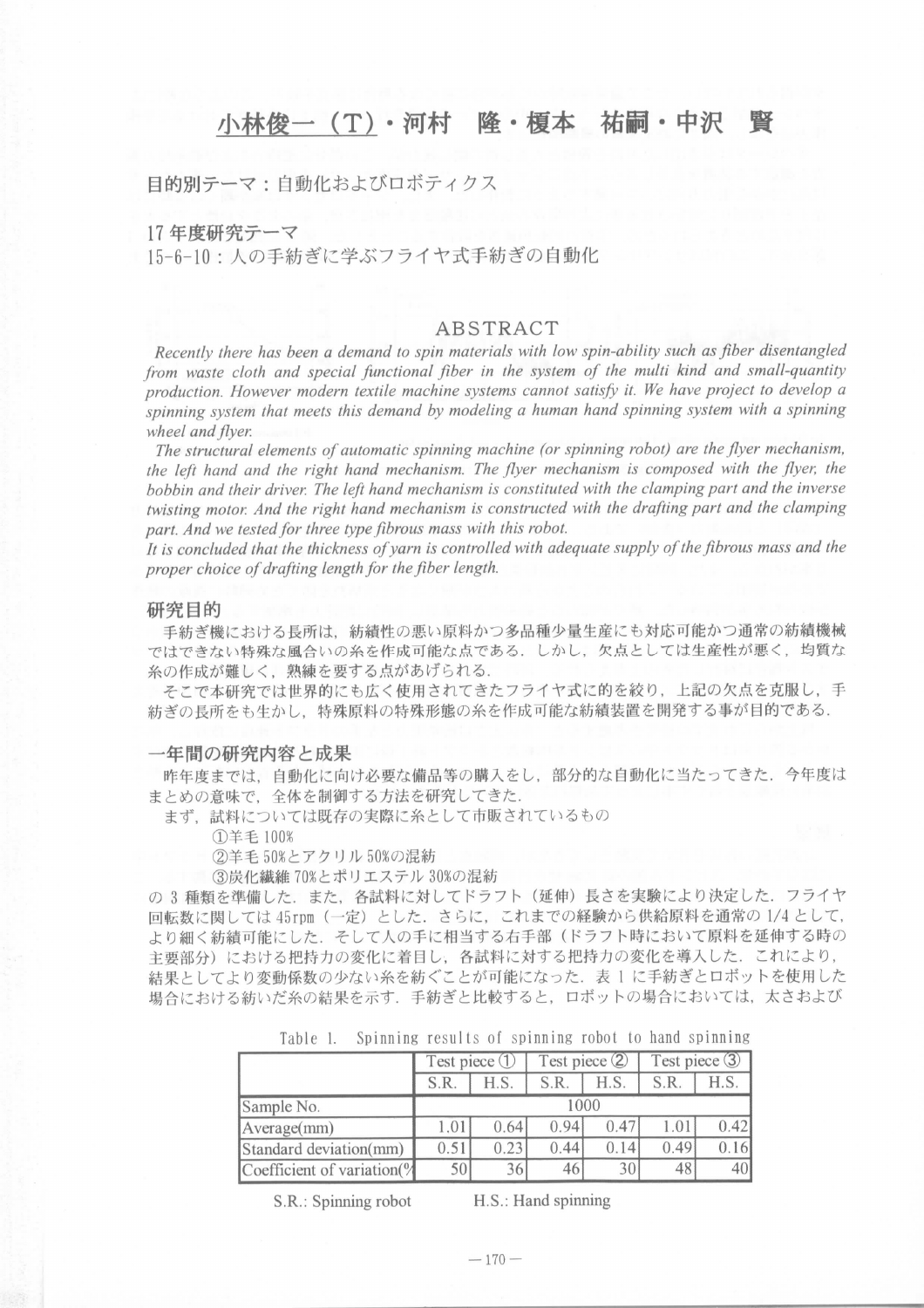# 小林俊一（T）・河村　隆・榎本　祐嗣・中沢　賢

目的別テーマ：自動化およびロボティクス

17 年度研究テーマ
15-6-10：人の手紡ぎに学ぶフライヤ式手紡ぎの自動化

## ABSTRACT

*Recently there has been a demand to spin materials with low spin-ability such as fiber disentangled from waste cloth and special functional fiber in the system of the multi kind and small-quantity production. However modern textile machine systems cannot satisfy it. We have project to develop a spinning system that meets this demand by modeling a human hand spinning system with a spinning wheel and flyer.*

*The structural elements of automatic spinning machine (or spinning robot) are the flyer mechanism, the left hand and the right hand mechanism. The flyer mechanism is composed with the flyer, the bobbin and their driver. The left hand mechanism is constituted with the clamping part and the inverse twisting motor. And the right hand mechanism is constructed with the drafting part and the clamping part. And we tested for three type fibrous mass with this robot.*

*It is concluded that the thickness of yarn is controlled with adequate supply of the fibrous mass and the proper choice of drafting length for the fiber length.*

## 研究目的

手紡ぎ機における長所は，紡績性の悪い原料かつ多品種少量生産にも対応可能かつ通常の紡績機械ではできない特殊な風合いの糸を作成可能な点である．しかし，欠点としては生産性が悪く，均質な糸の作成が難しく，熟練を要する点があげられる．

そこで本研究では世界的にも広く使用されてきたフライヤ式に的を絞り，上記の欠点を克服し，手紡ぎの長所をも生かし，特殊原料の特殊形態の糸を作成可能な紡績装置を開発する事が目的である．

## 一年間の研究内容と成果

昨年度までは，自動化に向け必要な備品等の購入をし，部分的な自動化に当たってきた．今年度はまとめの意味で，全体を制御する方法を研究してきた．

まず，試料については既存の実際に糸として市販されているもの

①羊毛 100%
②羊毛 50%とアクリル 50%の混紡
③炭化繊維 70%とポリエステル 30%の混紡

の 3 種類を準備した．また，各試料に対してドラフト（延伸）長さを実験により決定した．フライヤ回転数に関しては 45rpm（一定）とした．さらに，これまでの経験から供給原料を通常の 1/4 として，より細く紡績可能にした．そして人の手に相当する右手部（ドラフト時において原料を延伸する時の主要部分）における把持力の変化に着目し，各試料に対する把持力の変化を導入した．これにより，結果としてより変動係数の少ない糸を紡ぐことが可能になった．表 1 に手紡ぎとロボットを使用した場合における紡いだ糸の結果を示す．手紡ぎと比較すると，ロボットの場合においては，太さおよび

Table 1.　Spinning results of spinning robot to hand spinning

| | Test piece ① | | Test piece ② | | Test piece ③ | |
|---|---|---|---|---|---|---|
| | S.R. | H.S. | S.R. | H.S. | S.R. | H.S. |
| Sample No. | 1000 | | | | | |
| Average(mm) | 1.01 | 0.64 | 0.94 | 0.47 | 1.01 | 0.42 |
| Standard deviation(mm) | 0.51 | 0.23 | 0.44 | 0.14 | 0.49 | 0.16 |
| Coefficient of variation(% | 50 | 36 | 46 | 30 | 48 | 40 |

S.R.: Spinning robot　　　H.S.: Hand spinning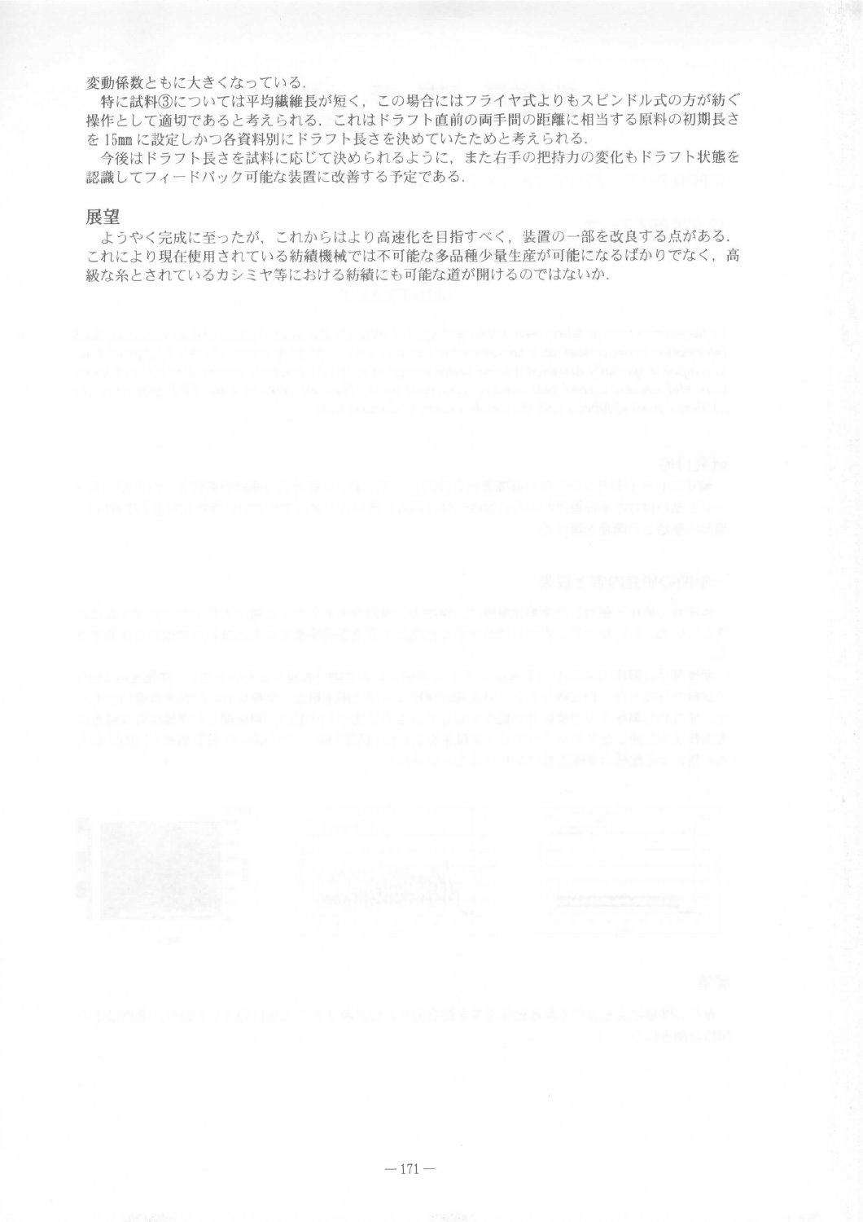変動係数ともに大きくなっている.

特に試料③については平均繊維長が短く，この場合にはフライヤ式よりもスピンドル式の方が紡ぐ操作として適切であると考えられる．これはドラフト直前の両手間の距離に相当する原料の初期長さを15㎜に設定しかつ各資料別にドラフト長さを決めていたためと考えられる．

今後はドラフト長さを試料に応じて決められるように，また右手の把持力の変化もドラフト状態を認識してフィードバック可能な装置に改善する予定である．

## 展望

ようやく完成に至ったが，これからはより高速化を目指すべく，装置の一部を改良する点がある．これにより現在使用されている紡績機械では不可能な多品種少量生産が可能になるばかりでなく，高級な糸とされているカシミヤ等における紡績にも可能な道が開けるのではないか．